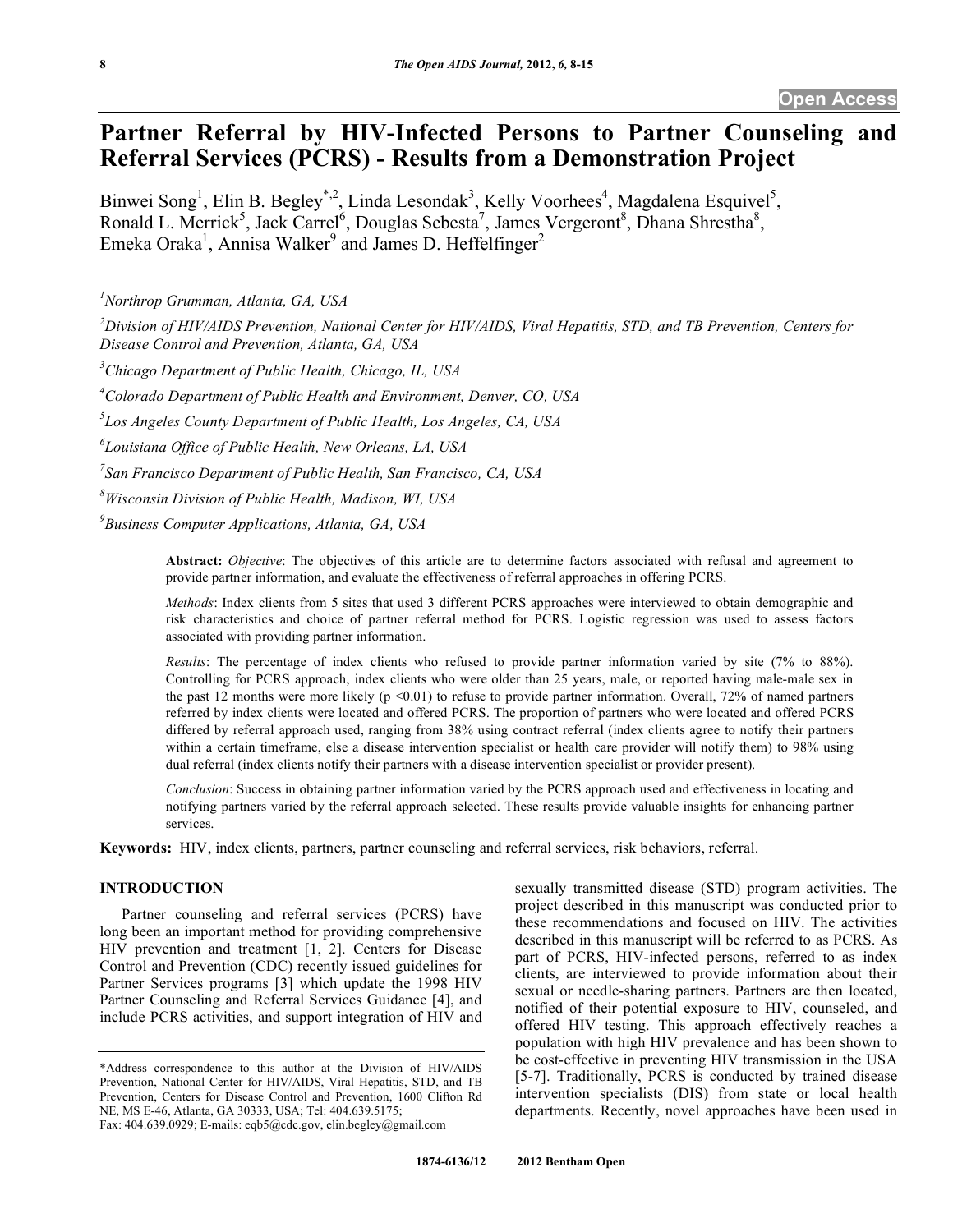Open Access

# Partner Referral by HIV-Infected Persons to Partner Counseling and Referral Services (PCRS) - Results from a Demonstration Project

Binwei Song[1], Elin B. Begley[*,2], Linda Lesondak[3], Kelly Voorhees[4], Magdalena Esquivel[5], Ronald L. Merrick[5], Jack Carrel[6], Douglas Sebesta[7], James Vergeront[8], Dhana Shrestha[8], Emeka Oraka[1], Annisa Walker[9] and James D. Heffelfinger[2]

*[1]Northrop Grumman, Atlanta, GA, USA*

*[2]Division of HIV/AIDS Prevention, National Center for HIV/AIDS, Viral Hepatitis, STD, and TB Prevention, Centers for Disease Control and Prevention, Atlanta, GA, USA*

*[3]Chicago Department of Public Health, Chicago, IL, USA*

*[4]Colorado Department of Public Health and Environment, Denver, CO, USA*

*[5]Los Angeles County Department of Public Health, Los Angeles, CA, USA*

*[6]Louisiana Office of Public Health, New Orleans, LA, USA*

*[7]San Francisco Department of Public Health, San Francisco, CA, USA*

*[8]Wisconsin Division of Public Health, Madison, WI, USA*

*[9]Business Computer Applications, Atlanta, GA, USA*

**Abstract:** *Objective*: The objectives of this article are to determine factors associated with refusal and agreement to provide partner information, and evaluate the effectiveness of referral approaches in offering PCRS.

*Methods*: Index clients from 5 sites that used 3 different PCRS approaches were interviewed to obtain demographic and risk characteristics and choice of partner referral method for PCRS. Logistic regression was used to assess factors associated with providing partner information.

*Results*: The percentage of index clients who refused to provide partner information varied by site (7% to 88%). Controlling for PCRS approach, index clients who were older than 25 years, male, or reported having male-male sex in the past 12 months were more likely ($p < 0.01$) to refuse to provide partner information. Overall, 72% of named partners referred by index clients were located and offered PCRS. The proportion of partners who were located and offered PCRS differed by referral approach used, ranging from 38% using contract referral (index clients agree to notify their partners within a certain timeframe, else a disease intervention specialist or health care provider will notify them) to 98% using dual referral (index clients notify their partners with a disease intervention specialist or provider present).

*Conclusion*: Success in obtaining partner information varied by the PCRS approach used and effectiveness in locating and notifying partners varied by the referral approach selected. These results provide valuable insights for enhancing partner services.

**Keywords:** HIV, index clients, partners, partner counseling and referral services, risk behaviors, referral.

## INTRODUCTION

Partner counseling and referral services (PCRS) have long been an important method for providing comprehensive HIV prevention and treatment [1, 2]. Centers for Disease Control and Prevention (CDC) recently issued guidelines for Partner Services programs [3] which update the 1998 HIV Partner Counseling and Referral Services Guidance [4], and include PCRS activities, and support integration of HIV and sexually transmitted disease (STD) program activities. The project described in this manuscript was conducted prior to these recommendations and focused on HIV. The activities described in this manuscript will be referred to as PCRS. As part of PCRS, HIV-infected persons, referred to as index clients, are interviewed to provide information about their sexual or needle-sharing partners. Partners are then located, notified of their potential exposure to HIV, counseled, and offered HIV testing. This approach effectively reaches a population with high HIV prevalence and has been shown to be cost-effective in preventing HIV transmission in the USA [5-7]. Traditionally, PCRS is conducted by trained disease intervention specialists (DIS) from state or local health departments. Recently, novel approaches have been used in

*Address correspondence to this author at the Division of HIV/AIDS Prevention, National Center for HIV/AIDS, Viral Hepatitis, STD, and TB Prevention, Centers for Disease Control and Prevention, 1600 Clifton Rd NE, MS E-46, Atlanta, GA 30333, USA; Tel: 404.639.5175; Fax: 404.639.0929; E-mails: eqb5@cdc.gov, elin.begley@gmail.com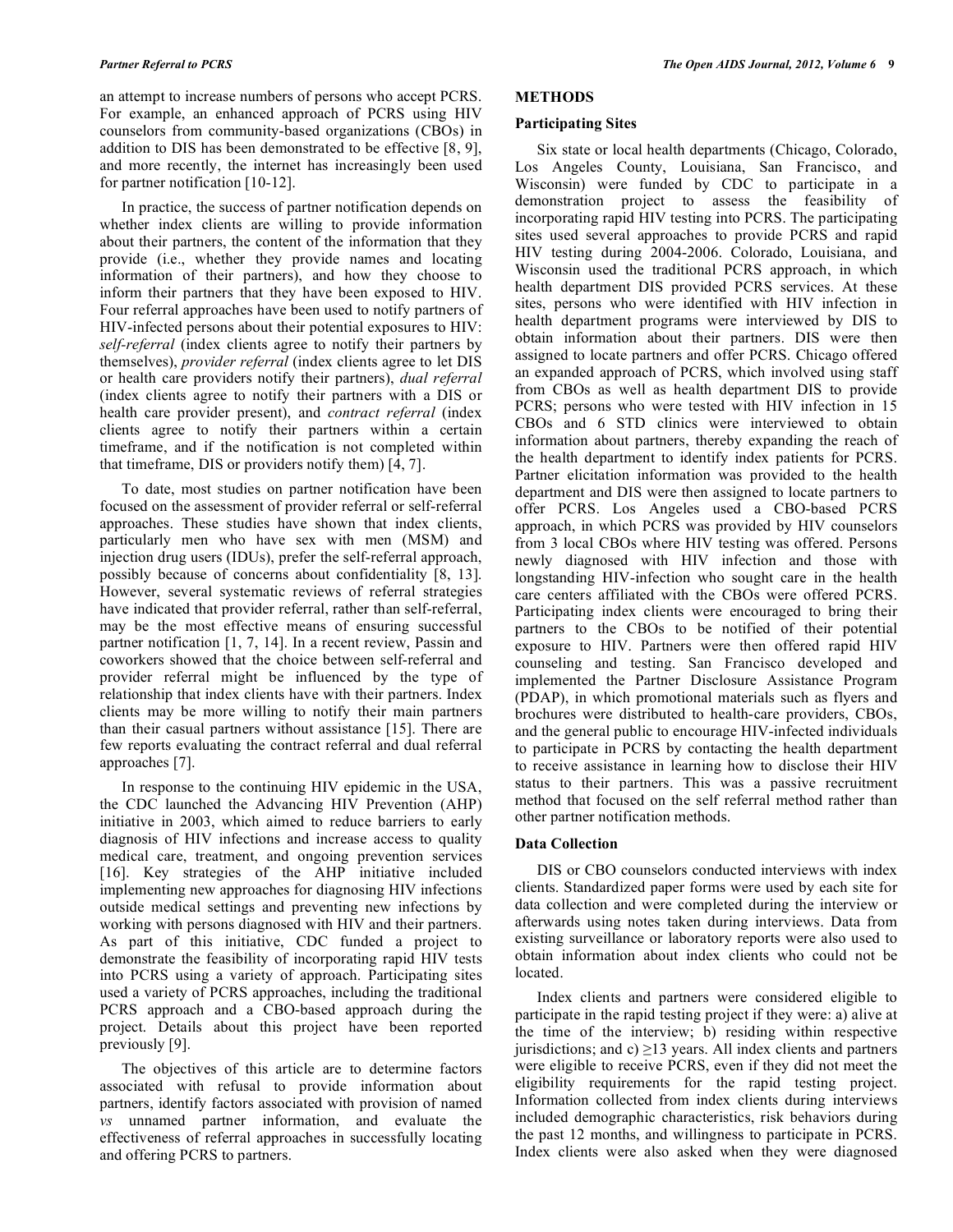an attempt to increase numbers of persons who accept PCRS. For example, an enhanced approach of PCRS using HIV counselors from community-based organizations (CBOs) in addition to DIS has been demonstrated to be effective [8, 9], and more recently, the internet has increasingly been used for partner notification [10-12].

In practice, the success of partner notification depends on whether index clients are willing to provide information about their partners, the content of the information that they provide (i.e., whether they provide names and locating information of their partners), and how they choose to inform their partners that they have been exposed to HIV. Four referral approaches have been used to notify partners of HIV-infected persons about their potential exposures to HIV: *self-referral* (index clients agree to notify their partners by themselves), *provider referral* (index clients agree to let DIS or health care providers notify their partners), *dual referral* (index clients agree to notify their partners with a DIS or health care provider present), and *contract referral* (index clients agree to notify their partners within a certain timeframe, and if the notification is not completed within that timeframe, DIS or providers notify them) [4, 7].

To date, most studies on partner notification have been focused on the assessment of provider referral or self-referral approaches. These studies have shown that index clients, particularly men who have sex with men (MSM) and injection drug users (IDUs), prefer the self-referral approach, possibly because of concerns about confidentiality [8, 13]. However, several systematic reviews of referral strategies have indicated that provider referral, rather than self-referral, may be the most effective means of ensuring successful partner notification [1, 7, 14]. In a recent review, Passin and coworkers showed that the choice between self-referral and provider referral might be influenced by the type of relationship that index clients have with their partners. Index clients may be more willing to notify their main partners than their casual partners without assistance [15]. There are few reports evaluating the contract referral and dual referral approaches [7].

In response to the continuing HIV epidemic in the USA, the CDC launched the Advancing HIV Prevention (AHP) initiative in 2003, which aimed to reduce barriers to early diagnosis of HIV infections and increase access to quality medical care, treatment, and ongoing prevention services [16]. Key strategies of the AHP initiative included implementing new approaches for diagnosing HIV infections outside medical settings and preventing new infections by working with persons diagnosed with HIV and their partners. As part of this initiative, CDC funded a project to demonstrate the feasibility of incorporating rapid HIV tests into PCRS using a variety of approach. Participating sites used a variety of PCRS approaches, including the traditional PCRS approach and a CBO-based approach during the project. Details about this project have been reported previously [9].

The objectives of this article are to determine factors associated with refusal to provide information about partners, identify factors associated with provision of named *vs* unnamed partner information, and evaluate the effectiveness of referral approaches in successfully locating and offering PCRS to partners.

## METHODS

### Participating Sites

Six state or local health departments (Chicago, Colorado, Los Angeles County, Louisiana, San Francisco, and Wisconsin) were funded by CDC to participate in a demonstration project to assess the feasibility of incorporating rapid HIV testing into PCRS. The participating sites used several approaches to provide PCRS and rapid HIV testing during 2004-2006. Colorado, Louisiana, and Wisconsin used the traditional PCRS approach, in which health department DIS provided PCRS services. At these sites, persons who were identified with HIV infection in health department programs were interviewed by DIS to obtain information about their partners. DIS were then assigned to locate partners and offer PCRS. Chicago offered an expanded approach of PCRS, which involved using staff from CBOs as well as health department DIS to provide PCRS; persons who were tested with HIV infection in 15 CBOs and 6 STD clinics were interviewed to obtain information about partners, thereby expanding the reach of the health department to identify index patients for PCRS. Partner elicitation information was provided to the health department and DIS were then assigned to locate partners to offer PCRS. Los Angeles used a CBO-based PCRS approach, in which PCRS was provided by HIV counselors from 3 local CBOs where HIV testing was offered. Persons newly diagnosed with HIV infection and those with longstanding HIV-infection who sought care in the health care centers affiliated with the CBOs were offered PCRS. Participating index clients were encouraged to bring their partners to the CBOs to be notified of their potential exposure to HIV. Partners were then offered rapid HIV counseling and testing. San Francisco developed and implemented the Partner Disclosure Assistance Program (PDAP), in which promotional materials such as flyers and brochures were distributed to health-care providers, CBOs, and the general public to encourage HIV-infected individuals to participate in PCRS by contacting the health department to receive assistance in learning how to disclose their HIV status to their partners. This was a passive recruitment method that focused on the self referral method rather than other partner notification methods.

### Data Collection

DIS or CBO counselors conducted interviews with index clients. Standardized paper forms were used by each site for data collection and were completed during the interview or afterwards using notes taken during interviews. Data from existing surveillance or laboratory reports were also used to obtain information about index clients who could not be located.

Index clients and partners were considered eligible to participate in the rapid testing project if they were: a) alive at the time of the interview; b) residing within respective jurisdictions; and c) ≥13 years. All index clients and partners were eligible to receive PCRS, even if they did not meet the eligibility requirements for the rapid testing project. Information collected from index clients during interviews included demographic characteristics, risk behaviors during the past 12 months, and willingness to participate in PCRS. Index clients were also asked when they were diagnosed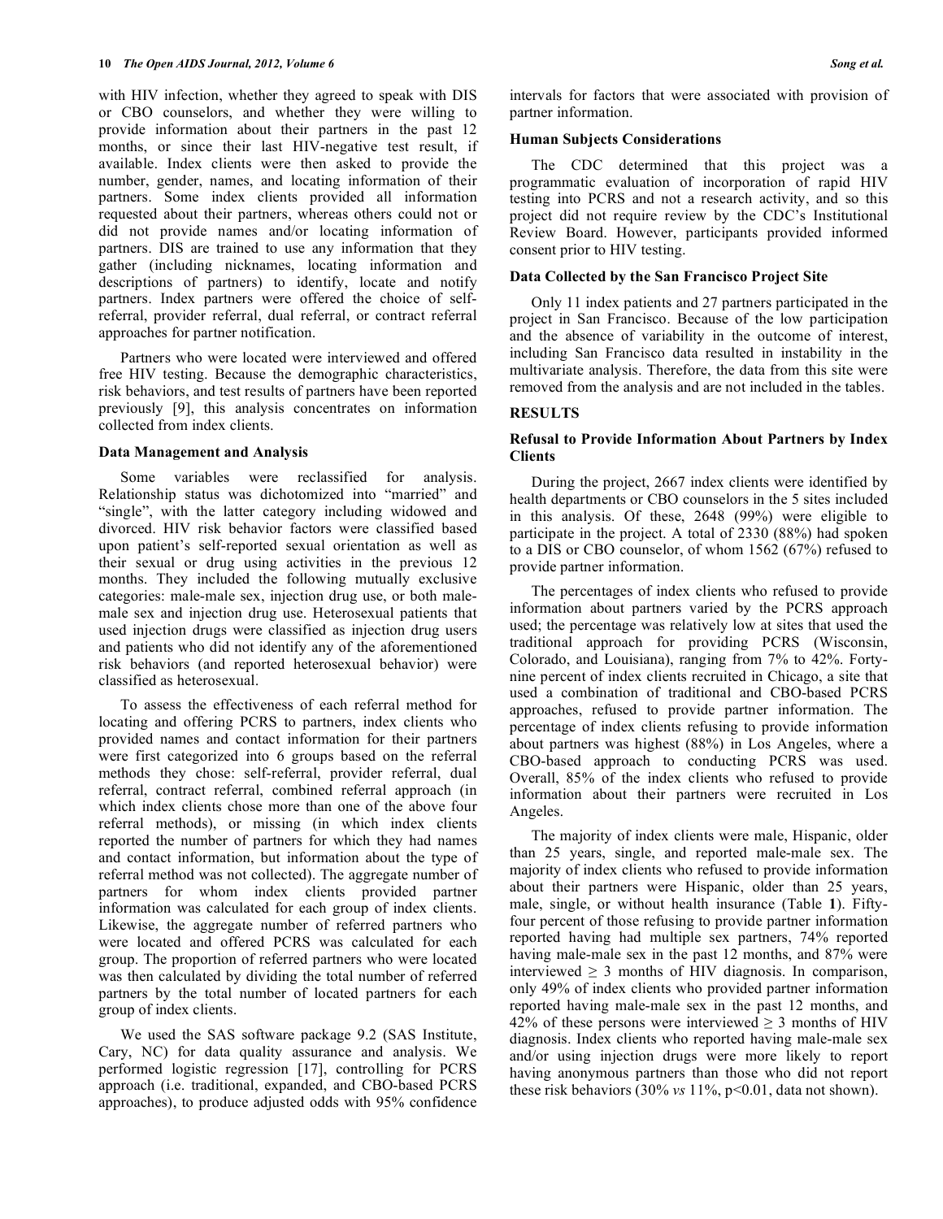with HIV infection, whether they agreed to speak with DIS or CBO counselors, and whether they were willing to provide information about their partners in the past 12 months, or since their last HIV-negative test result, if available. Index clients were then asked to provide the number, gender, names, and locating information of their partners. Some index clients provided all information requested about their partners, whereas others could not or did not provide names and/or locating information of partners. DIS are trained to use any information that they gather (including nicknames, locating information and descriptions of partners) to identify, locate and notify partners. Index partners were offered the choice of self-referral, provider referral, dual referral, or contract referral approaches for partner notification.

Partners who were located were interviewed and offered free HIV testing. Because the demographic characteristics, risk behaviors, and test results of partners have been reported previously [9], this analysis concentrates on information collected from index clients.

### Data Management and Analysis

Some variables were reclassified for analysis. Relationship status was dichotomized into "married" and "single", with the latter category including widowed and divorced. HIV risk behavior factors were classified based upon patient's self-reported sexual orientation as well as their sexual or drug using activities in the previous 12 months. They included the following mutually exclusive categories: male-male sex, injection drug use, or both male-male sex and injection drug use. Heterosexual patients that used injection drugs were classified as injection drug users and patients who did not identify any of the aforementioned risk behaviors (and reported heterosexual behavior) were classified as heterosexual.

To assess the effectiveness of each referral method for locating and offering PCRS to partners, index clients who provided names and contact information for their partners were first categorized into 6 groups based on the referral methods they chose: self-referral, provider referral, dual referral, contract referral, combined referral approach (in which index clients chose more than one of the above four referral methods), or missing (in which index clients reported the number of partners for which they had names and contact information, but information about the type of referral method was not collected). The aggregate number of partners for whom index clients provided partner information was calculated for each group of index clients. Likewise, the aggregate number of referred partners who were located and offered PCRS was calculated for each group. The proportion of referred partners who were located was then calculated by dividing the total number of referred partners by the total number of located partners for each group of index clients.

We used the SAS software package 9.2 (SAS Institute, Cary, NC) for data quality assurance and analysis. We performed logistic regression [17], controlling for PCRS approach (i.e. traditional, expanded, and CBO-based PCRS approaches), to produce adjusted odds with 95% confidence intervals for factors that were associated with provision of partner information.

### Human Subjects Considerations

The CDC determined that this project was a programmatic evaluation of incorporation of rapid HIV testing into PCRS and not a research activity, and so this project did not require review by the CDC's Institutional Review Board. However, participants provided informed consent prior to HIV testing.

### Data Collected by the San Francisco Project Site

Only 11 index patients and 27 partners participated in the project in San Francisco. Because of the low participation and the absence of variability in the outcome of interest, including San Francisco data resulted in instability in the multivariate analysis. Therefore, the data from this site were removed from the analysis and are not included in the tables.

## RESULTS

### Refusal to Provide Information About Partners by Index Clients

During the project, 2667 index clients were identified by health departments or CBO counselors in the 5 sites included in this analysis. Of these, 2648 (99%) were eligible to participate in the project. A total of 2330 (88%) had spoken to a DIS or CBO counselor, of whom 1562 (67%) refused to provide partner information.

The percentages of index clients who refused to provide information about partners varied by the PCRS approach used; the percentage was relatively low at sites that used the traditional approach for providing PCRS (Wisconsin, Colorado, and Louisiana), ranging from 7% to 42%. Forty-nine percent of index clients recruited in Chicago, a site that used a combination of traditional and CBO-based PCRS approaches, refused to provide partner information. The percentage of index clients refusing to provide information about partners was highest (88%) in Los Angeles, where a CBO-based approach to conducting PCRS was used. Overall, 85% of the index clients who refused to provide information about their partners were recruited in Los Angeles.

The majority of index clients were male, Hispanic, older than 25 years, single, and reported male-male sex. The majority of index clients who refused to provide information about their partners were Hispanic, older than 25 years, male, single, or without health insurance (Table **1**). Fifty-four percent of those refusing to provide partner information reported having had multiple sex partners, 74% reported having male-male sex in the past 12 months, and 87% were interviewed ≥ 3 months of HIV diagnosis. In comparison, only 49% of index clients who provided partner information reported having male-male sex in the past 12 months, and 42% of these persons were interviewed ≥ 3 months of HIV diagnosis. Index clients who reported having male-male sex and/or using injection drugs were more likely to report having anonymous partners than those who did not report these risk behaviors (30% *vs* 11%, $p<0.01$, data not shown).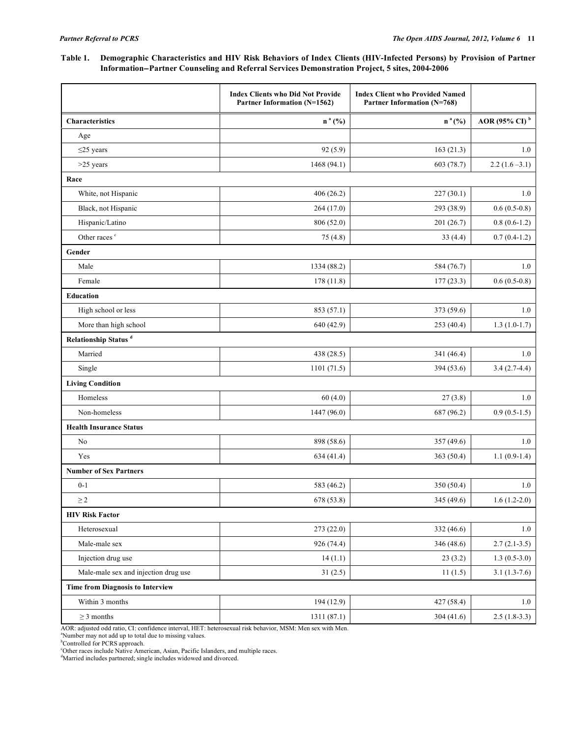**Table 1. Demographic Characteristics and HIV Risk Behaviors of Index Clients (HIV-Infected Persons) by Provision of Partner Information–Partner Counseling and Referral Services Demonstration Project, 5 sites, 2004-2006**

| | Index Clients who Did Not Provide Partner Information (N=1562) | Index Client who Provided Named Partner Information (N=768) | |
|---|---|---|---|
| **Characteristics** | **n [a] (%)** | **n [a] (%)** | **AOR (95% CI) [b]** |
| Age | | | |
| ≤25 years | 92 (5.9) | 163 (21.3) | 1.0 |
| >25 years | 1468 (94.1) | 603 (78.7) | 2.2 (1.6 –3.1) |
| **Race** | | | |
| White, not Hispanic | 406 (26.2) | 227 (30.1) | 1.0 |
| Black, not Hispanic | 264 (17.0) | 293 (38.9) | 0.6 (0.5-0.8) |
| Hispanic/Latino | 806 (52.0) | 201 (26.7) | 0.8 (0.6-1.2) |
| Other races [c] | 75 (4.8) | 33 (4.4) | 0.7 (0.4-1.2) |
| **Gender** | | | |
| Male | 1334 (88.2) | 584 (76.7) | 1.0 |
| Female | 178 (11.8) | 177 (23.3) | 0.6 (0.5-0.8) |
| **Education** | | | |
| High school or less | 853 (57.1) | 373 (59.6) | 1.0 |
| More than high school | 640 (42.9) | 253 (40.4) | 1.3 (1.0-1.7) |
| **Relationship Status [d]** | | | |
| Married | 438 (28.5) | 341 (46.4) | 1.0 |
| Single | 1101 (71.5) | 394 (53.6) | 3.4 (2.7-4.4) |
| **Living Condition** | | | |
| Homeless | 60 (4.0) | 27 (3.8) | 1.0 |
| Non-homeless | 1447 (96.0) | 687 (96.2) | 0.9 (0.5-1.5) |
| **Health Insurance Status** | | | |
| No | 898 (58.6) | 357 (49.6) | 1.0 |
| Yes | 634 (41.4) | 363 (50.4) | 1.1 (0.9-1.4) |
| **Number of Sex Partners** | | | |
| 0-1 | 583 (46.2) | 350 (50.4) | 1.0 |
| ≥ 2 | 678 (53.8) | 345 (49.6) | 1.6 (1.2-2.0) |
| **HIV Risk Factor** | | | |
| Heterosexual | 273 (22.0) | 332 (46.6) | 1.0 |
| Male-male sex | 926 (74.4) | 346 (48.6) | 2.7 (2.1-3.5) |
| Injection drug use | 14 (1.1) | 23 (3.2) | 1.3 (0.5-3.0) |
| Male-male sex and injection drug use | 31 (2.5) | 11 (1.5) | 3.1 (1.3-7.6) |
| **Time from Diagnosis to Interview** | | | |
| Within 3 months | 194 (12.9) | 427 (58.4) | 1.0 |
| ≥ 3 months | 1311 (87.1) | 304 (41.6) | 2.5 (1.8-3.3) |

AOR: adjusted odd ratio, CI: confidence interval, HET: heterosexual risk behavior, MSM: Men sex with Men.
[a]Number may not add up to total due to missing values.
[b]Controlled for PCRS approach.
[c]Other races include Native American, Asian, Pacific Islanders, and multiple races.
[d]Married includes partnered; single includes widowed and divorced.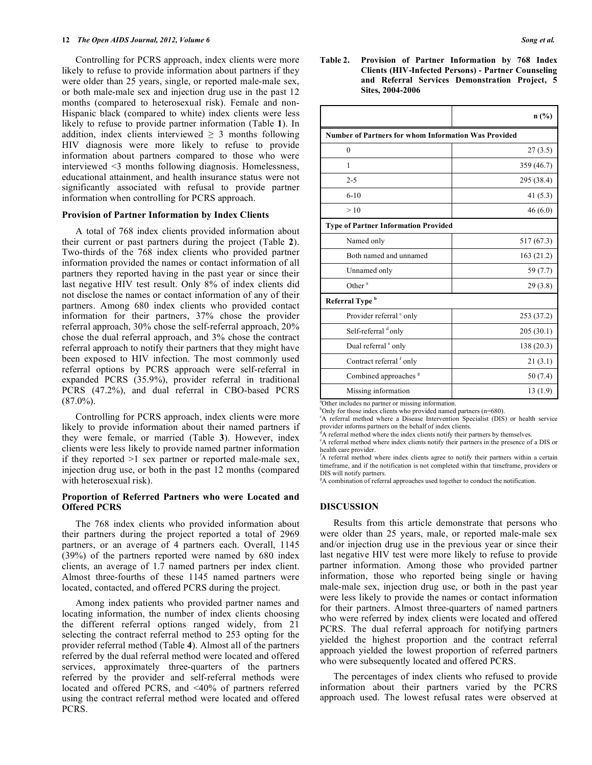Controlling for PCRS approach, index clients were more likely to refuse to provide information about partners if they were older than 25 years, single, or reported male-male sex, or both male-male sex and injection drug use in the past 12 months (compared to heterosexual risk). Female and non-Hispanic black (compared to white) index clients were less likely to refuse to provide partner information (Table **1**). In addition, index clients interviewed $\geq$ 3 months following HIV diagnosis were more likely to refuse to provide information about partners compared to those who were interviewed <3 months following diagnosis. Homelessness, educational attainment, and health insurance status were not significantly associated with refusal to provide partner information when controlling for PCRS approach.

### Provision of Partner Information by Index Clients

A total of 768 index clients provided information about their current or past partners during the project (Table **2**). Two-thirds of the 768 index clients who provided partner information provided the names or contact information of all partners they reported having in the past year or since their last negative HIV test result. Only 8% of index clients did not disclose the names or contact information of any of their partners. Among 680 index clients who provided contact information for their partners, 37% chose the provider referral approach, 30% chose the self-referral approach, 20% chose the dual referral approach, and 3% chose the contract referral approach to notify their partners that they might have been exposed to HIV infection. The most commonly used referral options by PCRS approach were self-referral in expanded PCRS (35.9%), provider referral in traditional PCRS (47.2%), and dual referral in CBO-based PCRS (87.0%).

Controlling for PCRS approach, index clients were more likely to provide information about their named partners if they were female, or married (Table **3**). However, index clients were less likely to provide named partner information if they reported >1 sex partner or reported male-male sex, injection drug use, or both in the past 12 months (compared with heterosexual risk).

### Proportion of Referred Partners who were Located and Offered PCRS

The 768 index clients who provided information about their partners during the project reported a total of 2969 partners, or an average of 4 partners each. Overall, 1145 (39%) of the partners reported were named by 680 index clients, an average of 1.7 named partners per index client. Almost three-fourths of these 1145 named partners were located, contacted, and offered PCRS during the project.

Among index patients who provided partner names and locating information, the number of index clients choosing the different referral options ranged widely, from 21 selecting the contract referral method to 253 opting for the provider referral method (Table **4**). Almost all of the partners referred by the dual referral method were located and offered services, approximately three-quarters of the partners referred by the provider and self-referral methods were located and offered PCRS, and <40% of partners referred using the contract referral method were located and offered PCRS.

**Table 2. Provision of Partner Information by 768 Index Clients (HIV-Infected Persons) - Partner Counseling and Referral Services Demonstration Project, 5 Sites, 2004-2006**

| | n (%) |
|---|---|
| **Number of Partners for whom Information Was Provided** | |
| 0 | 27 (3.5) |
| 1 | 359 (46.7) |
| 2-5 | 295 (38.4) |
| 6-10 | 41 (5.3) |
| > 10 | 46 (6.0) |
| **Type of Partner Information Provided** | |
| Named only | 517 (67.3) |
| Both named and unnamed | 163 (21.2) |
| Unnamed only | 59 (7.7) |
| Other [a] | 29 (3.8) |
| **Referral Type [b]** | |
| Provider referral [c] only | 253 (37.2) |
| Self-referral [d] only | 205 (30.1) |
| Dual referral [e] only | 138 (20.3) |
| Contract referral [f] only | 21 (3.1) |
| Combined approaches [g] | 50 (7.4) |
| Missing information | 13 (1.9) |

[a]Other includes no partner or missing information.
[b]Only for those index clients who provided named partners (n=680).
[c]A referral method where a Disease Intervention Specialist (DIS) or health service provider informs partners on the behalf of index clients.
[d]A referral method where the index clients notify their partners by themselves.
[e]A referral method where index clients notify their partners in the presence of a DIS or health care provider.
[f]A referral method where index clients agree to notify their partners within a certain timeframe, and if the notification is not completed within that timeframe, providers or DIS will notify partners.
[g]A combination of referral approaches used together to conduct the notification.

## DISCUSSION

Results from this article demonstrate that persons who were older than 25 years, male, or reported male-male sex and/or injection drug use in the previous year or since their last negative HIV test were more likely to refuse to provide partner information. Among those who provided partner information, those who reported being single or having male-male sex, injection drug use, or both in the past year were less likely to provide the names or contact information for their partners. Almost three-quarters of named partners who were referred by index clients were located and offered PCRS. The dual referral approach for notifying partners yielded the highest proportion and the contract referral approach yielded the lowest proportion of referred partners who were subsequently located and offered PCRS.

The percentages of index clients who refused to provide information about their partners varied by the PCRS approach used. The lowest refusal rates were observed at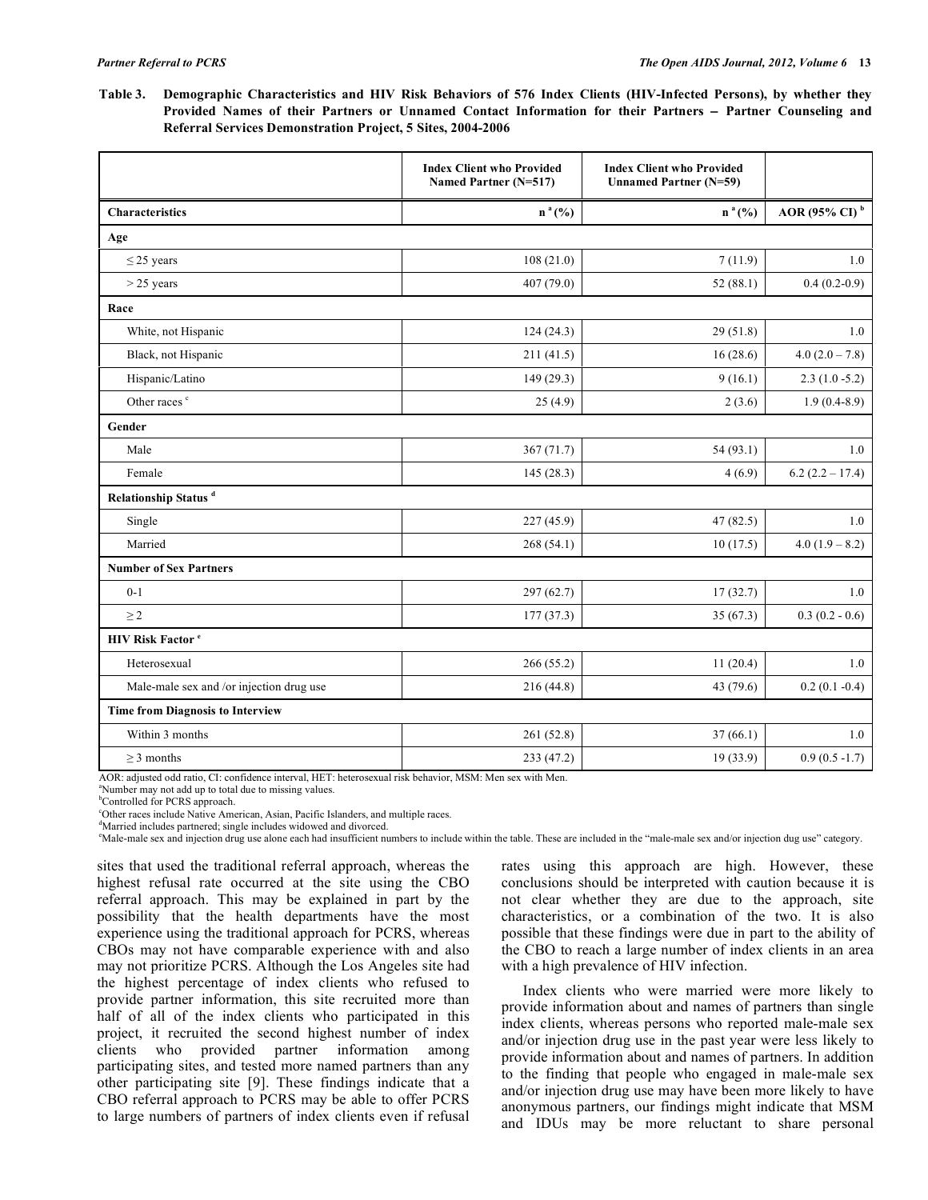**Table 3. Demographic Characteristics and HIV Risk Behaviors of 576 Index Clients (HIV-Infected Persons), by whether they Provided Names of their Partners or Unnamed Contact Information for their Partners – Partner Counseling and Referral Services Demonstration Project, 5 Sites, 2004-2006**

| | Index Client who Provided Named Partner (N=517) | Index Client who Provided Unnamed Partner (N=59) | |
|---|---|---|---|
| **Characteristics** | **n [a] (%)** | **n [a] (%)** | **AOR (95% CI) [b]** |
| **Age** | | | |
| ≤ 25 years | 108 (21.0) | 7 (11.9) | 1.0 |
| > 25 years | 407 (79.0) | 52 (88.1) | 0.4 (0.2-0.9) |
| **Race** | | | |
| White, not Hispanic | 124 (24.3) | 29 (51.8) | 1.0 |
| Black, not Hispanic | 211 (41.5) | 16 (28.6) | 4.0 (2.0 – 7.8) |
| Hispanic/Latino | 149 (29.3) | 9 (16.1) | 2.3 (1.0 -5.2) |
| Other races [c] | 25 (4.9) | 2 (3.6) | 1.9 (0.4-8.9) |
| **Gender** | | | |
| Male | 367 (71.7) | 54 (93.1) | 1.0 |
| Female | 145 (28.3) | 4 (6.9) | 6.2 (2.2 – 17.4) |
| **Relationship Status [d]** | | | |
| Single | 227 (45.9) | 47 (82.5) | 1.0 |
| Married | 268 (54.1) | 10 (17.5) | 4.0 (1.9 – 8.2) |
| **Number of Sex Partners** | | | |
| 0-1 | 297 (62.7) | 17 (32.7) | 1.0 |
| ≥ 2 | 177 (37.3) | 35 (67.3) | 0.3 (0.2 - 0.6) |
| **HIV Risk Factor [e]** | | | |
| Heterosexual | 266 (55.2) | 11 (20.4) | 1.0 |
| Male-male sex and /or injection drug use | 216 (44.8) | 43 (79.6) | 0.2 (0.1 -0.4) |
| **Time from Diagnosis to Interview** | | | |
| Within 3 months | 261 (52.8) | 37 (66.1) | 1.0 |
| ≥ 3 months | 233 (47.2) | 19 (33.9) | 0.9 (0.5 -1.7) |

AOR: adjusted odd ratio, CI: confidence interval, HET: heterosexual risk behavior, MSM: Men sex with Men.
[a]Number may not add up to total due to missing values.
[b]Controlled for PCRS approach.
[c]Other races include Native American, Asian, Pacific Islanders, and multiple races.
[d]Married includes partnered; single includes widowed and divorced.
[e]Male-male sex and injection drug use alone each had insufficient numbers to include within the table. These are included in the "male-male sex and/or injection dug use" category.

sites that used the traditional referral approach, whereas the highest refusal rate occurred at the site using the CBO referral approach. This may be explained in part by the possibility that the health departments have the most experience using the traditional approach for PCRS, whereas CBOs may not have comparable experience with and also may not prioritize PCRS. Although the Los Angeles site had the highest percentage of index clients who refused to provide partner information, this site recruited more than half of all of the index clients who participated in this project, it recruited the second highest number of index clients who provided partner information among participating sites, and tested more named partners than any other participating site [9]. These findings indicate that a CBO referral approach to PCRS may be able to offer PCRS to large numbers of partners of index clients even if refusal rates using this approach are high. However, these conclusions should be interpreted with caution because it is not clear whether they are due to the approach, site characteristics, or a combination of the two. It is also possible that these findings were due in part to the ability of the CBO to reach a large number of index clients in an area with a high prevalence of HIV infection.

Index clients who were married were more likely to provide information about and names of partners than single index clients, whereas persons who reported male-male sex and/or injection drug use in the past year were less likely to provide information about and names of partners. In addition to the finding that people who engaged in male-male sex and/or injection drug use may have been more likely to have anonymous partners, our findings might indicate that MSM and IDUs may be more reluctant to share personal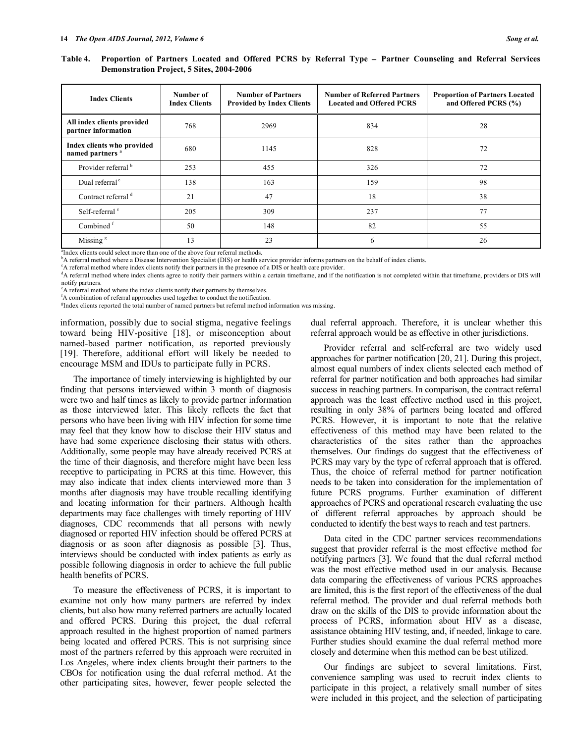**Table 4. Proportion of Partners Located and Offered PCRS by Referral Type – Partner Counseling and Referral Services Demonstration Project, 5 Sites, 2004-2006**

| Index Clients | Number of Index Clients | Number of Partners Provided by Index Clients | Number of Referred Partners Located and Offered PCRS | Proportion of Partners Located and Offered PCRS (%) |
|---|---|---|---|---|
| **All index clients provided partner information** | 768 | 2969 | 834 | 28 |
| **Index clients who provided named partners** [a] | 680 | 1145 | 828 | 72 |
| Provider referral [b] | 253 | 455 | 326 | 72 |
| Dual referral [c] | 138 | 163 | 159 | 98 |
| Contract referral [d] | 21 | 47 | 18 | 38 |
| Self-referral [e] | 205 | 309 | 237 | 77 |
| Combined [f] | 50 | 148 | 82 | 55 |
| Missing [g] | 13 | 23 | 6 | 26 |

[a]Index clients could select more than one of the above four referral methods.
[b]A referral method where a Disease Intervention Specialist (DIS) or health service provider informs partners on the behalf of index clients.
[c]A referral method where index clients notify their partners in the presence of a DIS or health care provider.
[d]A referral method where index clients agree to notify their partners within a certain timeframe, and if the notification is not completed within that timeframe, providers or DIS will notify partners.
[e]A referral method where the index clients notify their partners by themselves.
[f]A combination of referral approaches used together to conduct the notification.
[g]Index clients reported the total number of named partners but referral method information was missing.

information, possibly due to social stigma, negative feelings toward being HIV-positive [18], or misconception about named-based partner notification, as reported previously [19]. Therefore, additional effort will likely be needed to encourage MSM and IDUs to participate fully in PCRS.

The importance of timely interviewing is highlighted by our finding that persons interviewed within 3 month of diagnosis were two and half times as likely to provide partner information as those interviewed later. This likely reflects the fact that persons who have been living with HIV infection for some time may feel that they know how to disclose their HIV status and have had some experience disclosing their status with others. Additionally, some people may have already received PCRS at the time of their diagnosis, and therefore might have been less receptive to participating in PCRS at this time. However, this may also indicate that index clients interviewed more than 3 months after diagnosis may have trouble recalling identifying and locating information for their partners. Although health departments may face challenges with timely reporting of HIV diagnoses, CDC recommends that all persons with newly diagnosed or reported HIV infection should be offered PCRS at diagnosis or as soon after diagnosis as possible [3]. Thus, interviews should be conducted with index patients as early as possible following diagnosis in order to achieve the full public health benefits of PCRS.

To measure the effectiveness of PCRS, it is important to examine not only how many partners are referred by index clients, but also how many referred partners are actually located and offered PCRS. During this project, the dual referral approach resulted in the highest proportion of named partners being located and offered PCRS. This is not surprising since most of the partners referred by this approach were recruited in Los Angeles, where index clients brought their partners to the CBOs for notification using the dual referral method. At the other participating sites, however, fewer people selected the dual referral approach. Therefore, it is unclear whether this referral approach would be as effective in other jurisdictions.

Provider referral and self-referral are two widely used approaches for partner notification [20, 21]. During this project, almost equal numbers of index clients selected each method of referral for partner notification and both approaches had similar success in reaching partners. In comparison, the contract referral approach was the least effective method used in this project, resulting in only 38% of partners being located and offered PCRS. However, it is important to note that the relative effectiveness of this method may have been related to the characteristics of the sites rather than the approaches themselves. Our findings do suggest that the effectiveness of PCRS may vary by the type of referral approach that is offered. Thus, the choice of referral method for partner notification needs to be taken into consideration for the implementation of future PCRS programs. Further examination of different approaches of PCRS and operational research evaluating the use of different referral approaches by approach should be conducted to identify the best ways to reach and test partners.

Data cited in the CDC partner services recommendations suggest that provider referral is the most effective method for notifying partners [3]. We found that the dual referral method was the most effective method used in our analysis. Because data comparing the effectiveness of various PCRS approaches are limited, this is the first report of the effectiveness of the dual referral method. The provider and dual referral methods both draw on the skills of the DIS to provide information about the process of PCRS, information about HIV as a disease, assistance obtaining HIV testing, and, if needed, linkage to care. Further studies should examine the dual referral method more closely and determine when this method can be best utilized.

Our findings are subject to several limitations. First, convenience sampling was used to recruit index clients to participate in this project, a relatively small number of sites were included in this project, and the selection of participating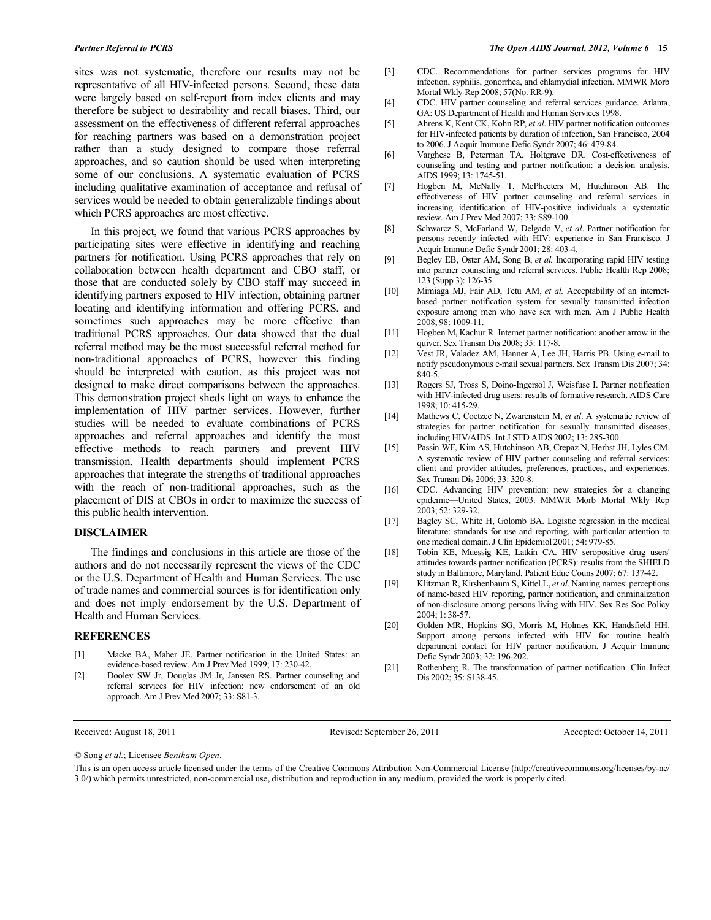sites was not systematic, therefore our results may not be representative of all HIV-infected persons. Second, these data were largely based on self-report from index clients and may therefore be subject to desirability and recall biases. Third, our assessment on the effectiveness of different referral approaches for reaching partners was based on a demonstration project rather than a study designed to compare those referral approaches, and so caution should be used when interpreting some of our conclusions. A systematic evaluation of PCRS including qualitative examination of acceptance and refusal of services would be needed to obtain generalizable findings about which PCRS approaches are most effective.

In this project, we found that various PCRS approaches by participating sites were effective in identifying and reaching partners for notification. Using PCRS approaches that rely on collaboration between health department and CBO staff, or those that are conducted solely by CBO staff may succeed in identifying partners exposed to HIV infection, obtaining partner locating and identifying information and offering PCRS, and sometimes such approaches may be more effective than traditional PCRS approaches. Our data showed that the dual referral method may be the most successful referral method for non-traditional approaches of PCRS, however this finding should be interpreted with caution, as this project was not designed to make direct comparisons between the approaches. This demonstration project sheds light on ways to enhance the implementation of HIV partner services. However, further studies will be needed to evaluate combinations of PCRS approaches and referral approaches and identify the most effective methods to reach partners and prevent HIV transmission. Health departments should implement PCRS approaches that integrate the strengths of traditional approaches with the reach of non-traditional approaches, such as the placement of DIS at CBOs in order to maximize the success of this public health intervention.

## DISCLAIMER

The findings and conclusions in this article are those of the authors and do not necessarily represent the views of the CDC or the U.S. Department of Health and Human Services. The use of trade names and commercial sources is for identification only and does not imply endorsement by the U.S. Department of Health and Human Services.

## REFERENCES

[1] Macke BA, Maher JE. Partner notification in the United States: an evidence-based review. Am J Prev Med 1999; 17: 230-42.

[2] Dooley SW Jr, Douglas JM Jr, Janssen RS. Partner counseling and referral services for HIV infection: new endorsement of an old approach. Am J Prev Med 2007; 33: S81-3.

[3] CDC. Recommendations for partner services programs for HIV infection, syphilis, gonorrhea, and chlamydial infection. MMWR Morb Mortal Wkly Rep 2008; 57(No. RR-9).

[4] CDC. HIV partner counseling and referral services guidance. Atlanta, GA: US Department of Health and Human Services 1998.

[5] Ahrens K, Kent CK, Kohn RP, *et al*. HIV partner notification outcomes for HIV-infected patients by duration of infection, San Francisco, 2004 to 2006. J Acquir Immune Defic Syndr 2007; 46: 479-84.

[6] Varghese B, Peterman TA, Holtgrave DR. Cost-effectiveness of counseling and testing and partner notification: a decision analysis. AIDS 1999; 13: 1745-51.

[7] Hogben M, McNally T, McPheeters M, Hutchinson AB. The effectiveness of HIV partner counseling and referral services in increasing identification of HIV-positive individuals a systematic review. Am J Prev Med 2007; 33: S89-100.

[8] Schwarcz S, McFarland W, Delgado V, *et al*. Partner notification for persons recently infected with HIV: experience in San Francisco. J Acquir Immune Defic Syndr 2001; 28: 403-4.

[9] Begley EB, Oster AM, Song B, *et al.* Incorporating rapid HIV testing into partner counseling and referral services. Public Health Rep 2008; 123 (Supp 3): 126-35.

[10] Mimiaga MJ, Fair AD, Tetu AM, *et al.* Acceptability of an internet-based partner notification system for sexually transmitted infection exposure among men who have sex with men. Am J Public Health 2008; 98: 1009-11.

[11] Hogben M, Kachur R. Internet partner notification: another arrow in the quiver. Sex Transm Dis 2008; 35: 117-8.

[12] Vest JR, Valadez AM, Hanner A, Lee JH, Harris PB. Using e-mail to notify pseudonymous e-mail sexual partners. Sex Transm Dis 2007; 34: 840-5.

[13] Rogers SJ, Tross S, Doino-Ingersol J, Weisfuse I. Partner notification with HIV-infected drug users: results of formative research. AIDS Care 1998; 10: 415-29.

[14] Mathews C, Coetzee N, Zwarenstein M, *et al*. A systematic review of strategies for partner notification for sexually transmitted diseases, including HIV/AIDS. Int J STD AIDS 2002; 13: 285-300.

[15] Passin WF, Kim AS, Hutchinson AB, Crepaz N, Herbst JH, Lyles CM. A systematic review of HIV partner counseling and referral services: client and provider attitudes, preferences, practices, and experiences. Sex Transm Dis 2006; 33: 320-8.

[16] CDC. Advancing HIV prevention: new strategies for a changing epidemic—United States, 2003. MMWR Morb Mortal Wkly Rep 2003; 52: 329-32.

[17] Bagley SC, White H, Golomb BA. Logistic regression in the medical literature: standards for use and reporting, with particular attention to one medical domain. J Clin Epidemiol 2001; 54: 979-85.

[18] Tobin KE, Muessig KE, Latkin CA. HIV seropositive drug users' attitudes towards partner notification (PCRS): results from the SHIELD study in Baltimore, Maryland. Patient Educ Couns 2007; 67: 137-42.

[19] Klitzman R, Kirshenbaum S, Kittel L, *et al*. Naming names: perceptions of name-based HIV reporting, partner notification, and criminalization of non-disclosure among persons living with HIV. Sex Res Soc Policy 2004; 1: 38-57.

[20] Golden MR, Hopkins SG, Morris M, Holmes KK, Handsfield HH. Support among persons infected with HIV for routine health department contact for HIV partner notification. J Acquir Immune Defic Syndr 2003; 32: 196-202.

[21] Rothenberg R. The transformation of partner notification. Clin Infect Dis 2002; 35: S138-45.

Received: August 18, 2011 Revised: September 26, 2011 Accepted: October 14, 2011

© Song *et al.*; Licensee *Bentham Open*.

This is an open access article licensed under the terms of the Creative Commons Attribution Non-Commercial License (http://creativecommons.org/licenses/by-nc/3.0/) which permits unrestricted, non-commercial use, distribution and reproduction in any medium, provided the work is properly cited.